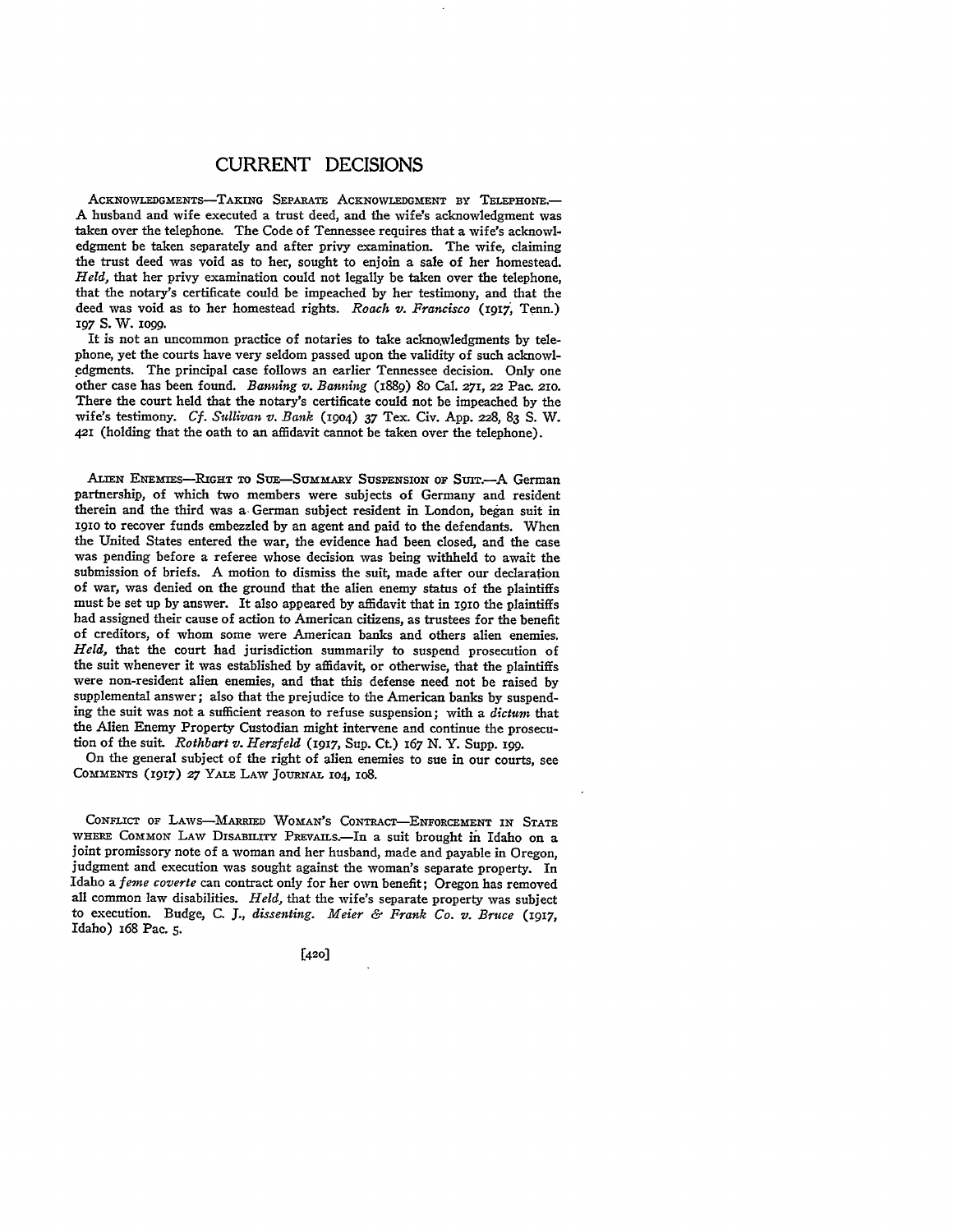# CURRENT DECISIONS

ACKNOWLEDGMENTS—TAKING SEPARATE ACKNOWLEDGMENT BY TELEPHONE.—A husband and wife executed a trust deed, and the wife's acknowledgment was taken over the telephone. The Code of Tennessee requires that a wife's acknowledgment be taken separately and after privy examination. The wife, claiming the trust deed was void as to her, sought to enjoin a sale of her homestead. *Held,* that her privy examination could not legally be taken over the telephone, that the notary's certificate could be impeached by her testimony, and that the deed was void as to her homestead rights. *Roach v. Francisco* (1917, Tenn.) 197 S. W. 1099.

It is not an uncommon practice of notaries to take acknowledgments by telephone, yet the courts have very seldom passed upon the validity of such acknowledgments. The principal case follows an earlier Tennessee decision. Only one other case has been found. *Banning v. Banning* (1889) 80 Cal. 271, 22 Pac. 210. There the court held that the notary's certificate could not be impeached by the wife's testimony. *Cf. Sullivan v. Bank* (1904) 37 Tex. Civ. App. 228, 83 S. W. 421 (holding that the oath to an affidavit cannot be taken over the telephone).

ALIEN ENEMIES—RIGHT TO SUE—SUMMARY SUSPENSION OF SUIT.—A German partnership, of which two members were subjects of Germany and resident therein and the third was a German subject resident in London, began suit in 1910 to recover funds embezzled by an agent and paid to the defendants. When the United States entered the war, the evidence had been closed, and the case was pending before a referee whose decision was being withheld to await the submission of briefs. A motion to dismiss the suit, made after our declaration of war, was denied on the ground that the alien enemy status of the plaintiffs must be set up by answer. It also appeared by affidavit that in 1910 the plaintiffs had assigned their cause of action to American citizens, as trustees for the benefit of creditors, of whom some were American banks and others alien enemies. *Held,* that the court had jurisdiction summarily to suspend prosecution of the suit whenever it was established by affidavit, or otherwise, that the plaintiffs were non-resident alien enemies, and that this defense need not be raised by supplemental answer; also that the prejudice to the American banks by suspending the suit was not a sufficient reason to refuse suspension; with a *dictum* that the Alien Enemy Property Custodian might intervene and continue the prosecution of the suit. *Rothbart v. Herzfeld* (1917, Sup. Ct.) 167 N. Y. Supp. 199.

On the general subject of the right of alien enemies to sue in our courts, see COMMENTS (1917) 27 YALE LAW JOURNAL 104, 108.

CONFLICT OF LAWS—MARRIED WOMAN'S CONTRACT—ENFORCEMENT IN STATE WHERE COMMON LAW DISABILITY PREVAILS.—In a suit brought in Idaho on a joint promissory note of a woman and her husband, made and payable in Oregon, judgment and execution was sought against the woman's separate property. In Idaho a *feme coverte* can contract only for her own benefit; Oregon has removed all common law disabilities. *Held,* that the wife's separate property was subject to execution. Budge, C. J., *dissenting*. *Meier & Frank Co. v. Bruce* (1917, Idaho) 168 Pac. 5.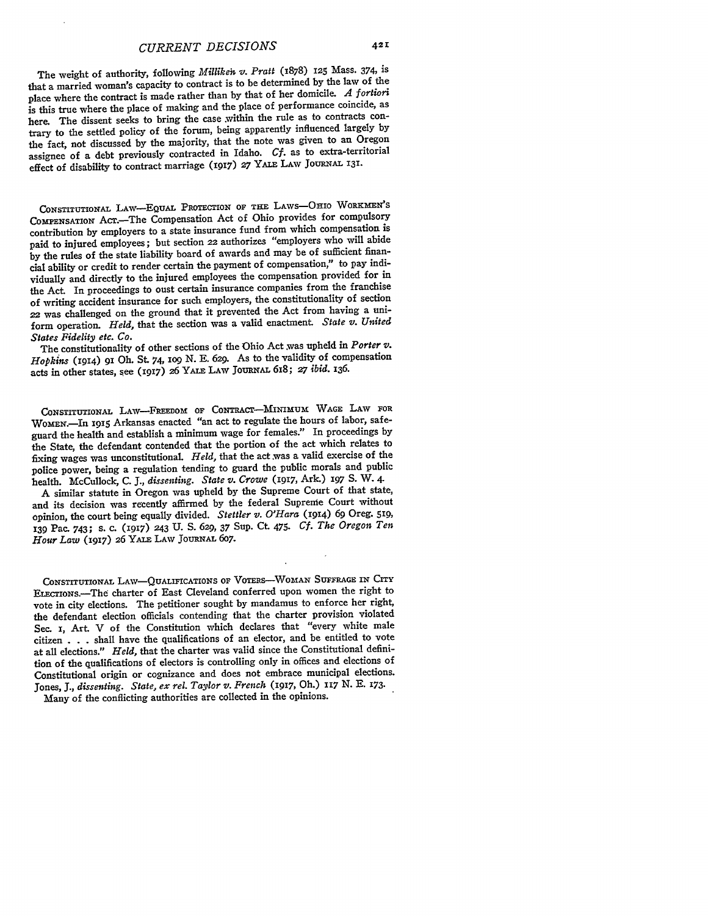The weight of authority, following *Milliken v. Pratt* (1878) 125 Mass. 374, is that a married woman's capacity to contract is to be determined by the law of the place where the contract is made rather than by that of her domicile. *A fortiori* is this true where the place of making and the place of performance coincide, as here. The dissent seeks to bring the case within the rule as to contracts contrary to the settled policy of the forum, being apparently influenced largely by the fact, not discussed by the majority, that the note was given to an Oregon assignee of a debt previously contracted in Idaho. *Cf.* as to extra-territorial effect of disability to contract marriage (1917) 27 YALE LAW JOURNAL 131.

CONSTITUTIONAL LAW—EQUAL PROTECTION OF THE LAWS—OHIO WORKMEN'S COMPENSATION ACT.—The Compensation Act of Ohio provides for compulsory contribution by employers to a state insurance fund from which compensation is paid to injured employees; but section 22 authorizes "employers who will abide by the rules of the state liability board of awards and may be of sufficient financial ability or credit to render certain the payment of compensation," to pay individually and directly to the injured employees the compensation provided for in the Act. In proceedings to oust certain insurance companies from the franchise of writing accident insurance for such employers, the constitutionality of section 22 was challenged on the ground that it prevented the Act from having a uniform operation. *Held,* that the section was a valid enactment. *State v. United States Fidelity etc. Co.*

The constitutionality of other sections of the Ohio Act was upheld in *Porter v. Hopkins* (1914) 91 Oh. St. 74, 109 N. E. 629. As to the validity of compensation acts in other states, see (1917) 26 YALE LAW JOURNAL 618; 27 *ibid.* 136.

CONSTITUTIONAL LAW—FREEDOM OF CONTRACT—MINIMUM WAGE LAW FOR WOMEN.—In 1915 Arkansas enacted "an act to regulate the hours of labor, safeguard the health and establish a minimum wage for females." In proceedings by the State, the defendant contended that the portion of the act which relates to fixing wages was unconstitutional. *Held,* that the act was a valid exercise of the police power, being a regulation tending to guard the public morals and public health. McCullock, C. J., *dissenting. State v. Crowe* (1917, Ark.) 197 S. W. 4.

A similar statute in Oregon was upheld by the Supreme Court of that state, and its decision was recently affirmed by the federal Supreme Court without opinion, the court being equally divided. *Stettler v. O'Hara* (1914) 69 Oreg. 519, 139 Pac. 743; s. c. (1917) 243 U. S. 629, 37 Sup. Ct. 475. *Cf. The Oregon Ten Hour Law* (1917) 26 YALE LAW JOURNAL 607.

CONSTITUTIONAL LAW—QUALIFICATIONS OF VOTERS—WOMAN SUFFRAGE IN CITY ELECTIONS.—The charter of East Cleveland conferred upon women the right to vote in city elections. The petitioner sought by mandamus to enforce her right, the defendant election officials contending that the charter provision violated Sec. 1, Art. V of the Constitution which declares that "every white male citizen . . . shall have the qualifications of an elector, and be entitled to vote at all elections." *Held,* that the charter was valid since the Constitutional definition of the qualifications of electors is controlling only in offices and elections of Constitutional origin or cognizance and does not embrace municipal elections. Jones, J., *dissenting. State, ex rel. Taylor v. French* (1917, Oh.) 117 N. E. 173.

Many of the conflicting authorities are collected in the opinions.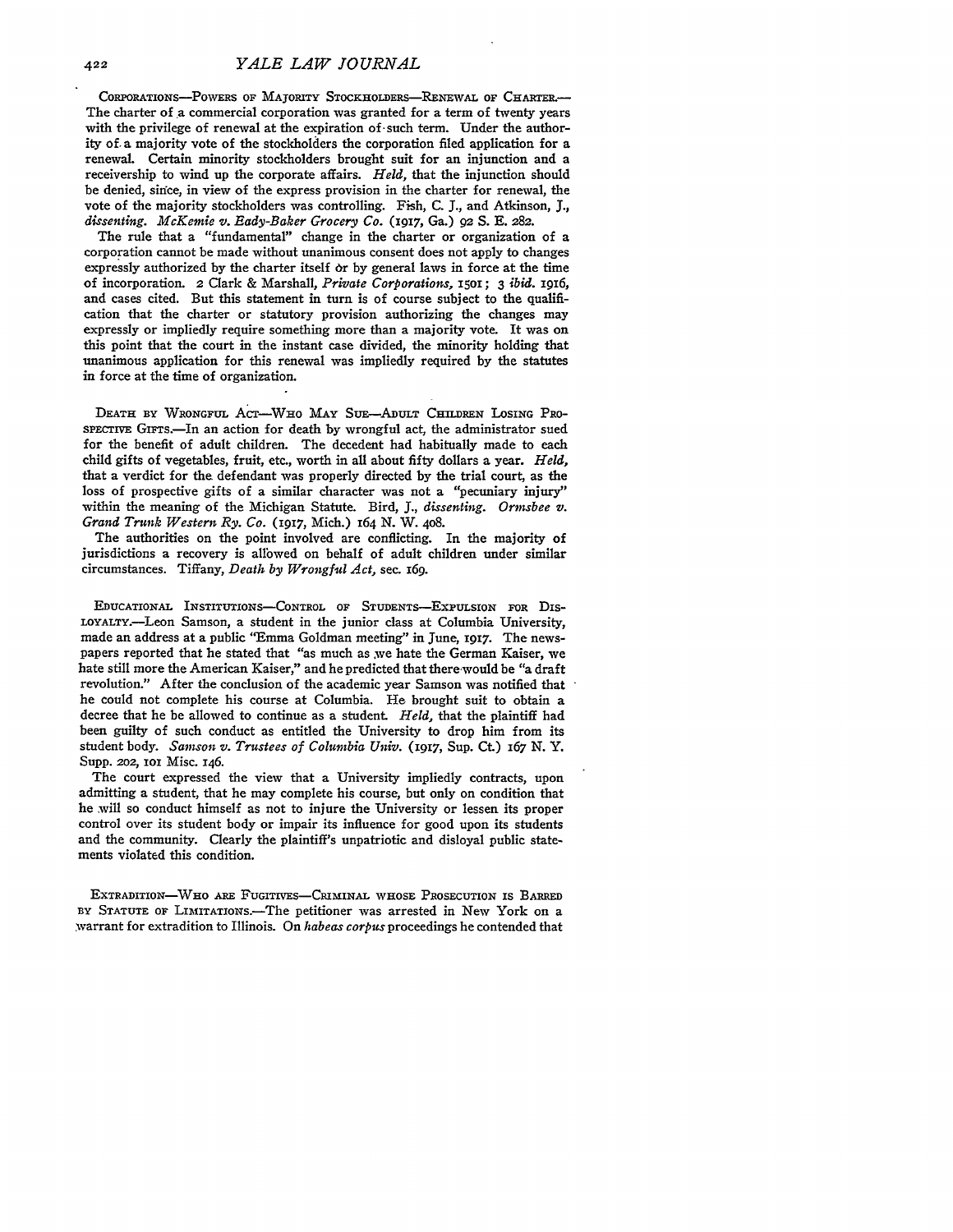CORPORATIONS—POWERS OF MAJORITY STOCKHOLDERS—RENEWAL OF CHARTER.— The charter of a commercial corporation was granted for a term of twenty years with the privilege of renewal at the expiration of such term. Under the authority of a majority vote of the stockholders the corporation filed application for a renewal. Certain minority stockholders brought suit for an injunction and a receivership to wind up the corporate affairs. *Held,* that the injunction should be denied, since, in view of the express provision in the charter for renewal, the vote of the majority stockholders was controlling. Fish, C. J., and Atkinson, J., *dissenting. McKemie v. Eady-Baker Grocery Co.* (1917, Ga.) 92 S. E. 282.

The rule that a "fundamental" change in the charter or organization of a corporation cannot be made without unanimous consent does not apply to changes expressly authorized by the charter itself or by general laws in force at the time of incorporation. 2 Clark & Marshall, *Private Corporations,* 1501; 3 *ibid.* 1916, and cases cited. But this statement in turn is of course subject to the qualification that the charter or statutory provision authorizing the changes may expressly or impliedly require something more than a majority vote. It was on this point that the court in the instant case divided, the minority holding that unanimous application for this renewal was impliedly required by the statutes in force at the time of organization.

DEATH BY WRONGFUL ACT—WHO MAY SUE—ADULT CHILDREN LOSING PROSPECTIVE GIFTS.—In an action for death by wrongful act, the administrator sued for the benefit of adult children. The decedent had habitually made to each child gifts of vegetables, fruit, etc., worth in all about fifty dollars a year. *Held,* that a verdict for the defendant was properly directed by the trial court, as the loss of prospective gifts of a similar character was not a "pecuniary injury" within the meaning of the Michigan Statute. Bird, J., *dissenting. Ormsbee v. Grand Trunk Western Ry. Co.* (1917, Mich.) 164 N. W. 408.

The authorities on the point involved are conflicting. In the majority of jurisdictions a recovery is allowed on behalf of adult children under similar circumstances. Tiffany, *Death by Wrongful Act,* sec. 169.

EDUCATIONAL INSTITUTIONS—CONTROL OF STUDENTS—EXPULSION FOR DISLOYALTY.—Leon Samson, a student in the junior class at Columbia University, made an address at a public "Emma Goldman meeting" in June, 1917. The newspapers reported that he stated that "as much as we hate the German Kaiser, we hate still more the American Kaiser," and he predicted that there would be "a draft revolution." After the conclusion of the academic year Samson was notified that he could not complete his course at Columbia. He brought suit to obtain a decree that he be allowed to continue as a student. *Held,* that the plaintiff had been guilty of such conduct as entitled the University to drop him from its student body. *Samson v. Trustees of Columbia Univ.* (1917, Sup. Ct.) 167 N. Y. Supp. 202, 101 Misc. 146.

The court expressed the view that a University impliedly contracts, upon admitting a student, that he may complete his course, but only on condition that he will so conduct himself as not to injure the University or lessen its proper control over its student body or impair its influence for good upon its students and the community. Clearly the plaintiff's unpatriotic and disloyal public statements violated this condition.

EXTRADITION—WHO ARE FUGITIVES—CRIMINAL WHOSE PROSECUTION IS BARRED BY STATUTE OF LIMITATIONS.—The petitioner was arrested in New York on a warrant for extradition to Illinois. On *habeas corpus* proceedings he contended that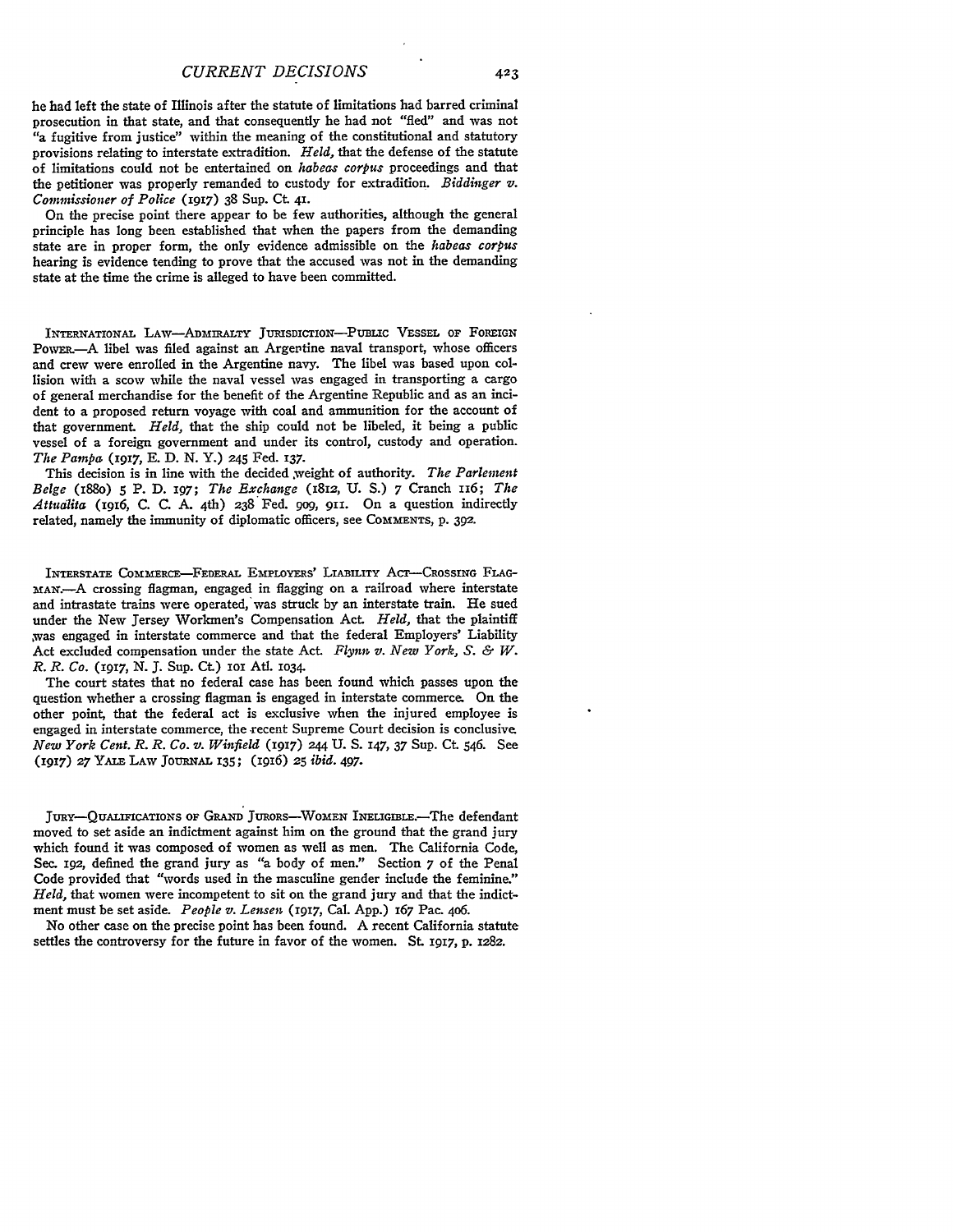he had left the state of Illinois after the statute of limitations had barred criminal prosecution in that state, and that consequently he had not "fled" and was not "a fugitive from justice" within the meaning of the constitutional and statutory provisions relating to interstate extradition. *Held,* that the defense of the statute of limitations could not be entertained on *habeas corpus* proceedings and that the petitioner was properly remanded to custody for extradition. *Biddinger v. Commissioner of Police* (1917) 38 Sup. Ct. 41.

On the precise point there appear to be few authorities, although the general principle has long been established that when the papers from the demanding state are in proper form, the only evidence admissible on the *habeas corpus* hearing is evidence tending to prove that the accused was not in the demanding state at the time the crime is alleged to have been committed.

INTERNATIONAL LAW—ADMIRALTY JURISDICTION—PUBLIC VESSEL OF FOREIGN POWER.—A libel was filed against an Argentine naval transport, whose officers and crew were enrolled in the Argentine navy. The libel was based upon collision with a scow while the naval vessel was engaged in transporting a cargo of general merchandise for the benefit of the Argentine Republic and as an incident to a proposed return voyage with coal and ammunition for the account of that government. *Held,* that the ship could not be libeled, it being a public vessel of a foreign government and under its control, custody and operation. *The Pampa* (1917, E. D. N. Y.) 245 Fed. 137.

This decision is in line with the decided weight of authority. *The Parlement Belge* (1880) 5 P. D. 197; *The Exchange* (1812, U. S.) 7 Cranch 116; *The Attualita* (1916, C. C. A. 4th) 238 Fed. 909, 911. On a question indirectly related, namely the immunity of diplomatic officers, see COMMENTS, p. 392.

INTERSTATE COMMERCE—FEDERAL EMPLOYERS' LIABILITY ACT—CROSSING FLAGMAN.—A crossing flagman, engaged in flagging on a railroad where interstate and intrastate trains were operated, was struck by an interstate train. He sued under the New Jersey Workmen's Compensation Act. *Held,* that the plaintiff was engaged in interstate commerce and that the federal Employers' Liability Act excluded compensation under the state Act. *Flynn v. New York, S. & W. R. R. Co.* (1917, N. J. Sup. Ct.) 101 Atl. 1034.

The court states that no federal case has been found which passes upon the question whether a crossing flagman is engaged in interstate commerce. On the other point, that the federal act is exclusive when the injured employee is engaged in interstate commerce, the recent Supreme Court decision is conclusive. *New York Cent. R. R. Co. v. Winfield* (1917) 244 U. S. 147, 37 Sup. Ct. 546. See (1917) 27 YALE LAW JOURNAL 135; (1916) 25 *ibid.* 497.

JURY—QUALIFICATIONS OF GRAND JURORS—WOMEN INELIGIBLE.—The defendant moved to set aside an indictment against him on the ground that the grand jury which found it was composed of women as well as men. The California Code, Sec. 192, defined the grand jury as "a body of men." Section 7 of the Penal Code provided that "words used in the masculine gender include the feminine." *Held,* that women were incompetent to sit on the grand jury and that the indictment must be set aside. *People v. Lensen* (1917, Cal. App.) 167 Pac. 406.

No other case on the precise point has been found. A recent California statute settles the controversy for the future in favor of the women. St. 1917, p. 1282.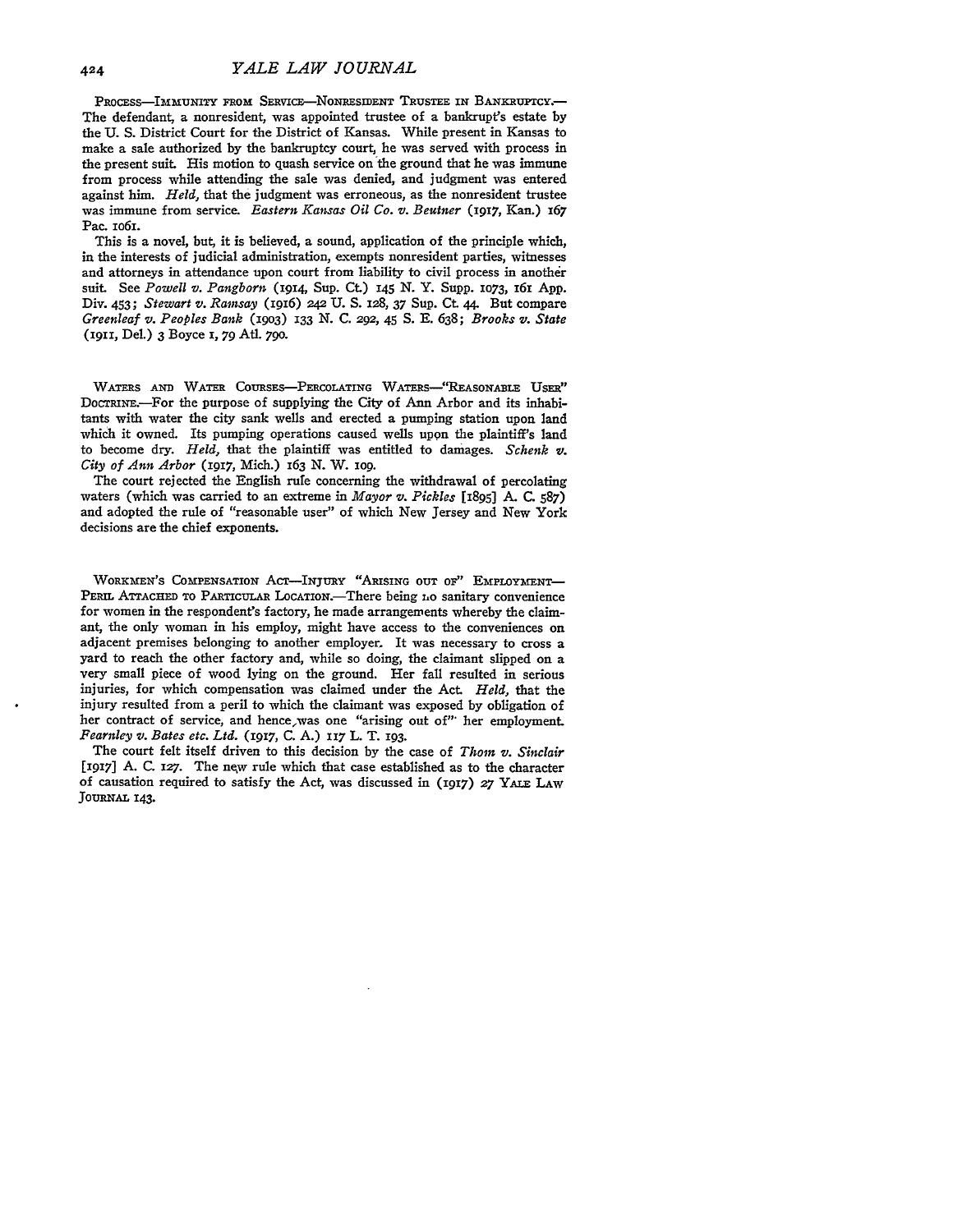PROCESS—IMMUNITY FROM SERVICE—NONRESIDENT TRUSTEE IN BANKRUPTCY.—The defendant, a nonresident, was appointed trustee of a bankrupt's estate by the U. S. District Court for the District of Kansas. While present in Kansas to make a sale authorized by the bankruptcy court, he was served with process in the present suit. His motion to quash service on the ground that he was immune from process while attending the sale was denied, and judgment was entered against him. *Held,* that the judgment was erroneous, as the nonresident trustee was immune from service. *Eastern Kansas Oil Co. v. Beutner* (1917, Kan.) 167 Pac. 1061.

This is a novel, but, it is believed, a sound, application of the principle which, in the interests of judicial administration, exempts nonresident parties, witnesses and attorneys in attendance upon court from liability to civil process in another suit. See *Powell v. Pangborn* (1914, Sup. Ct.) 145 N. Y. Supp. 1073, 161 App. Div. 453; *Stewart v. Ramsay* (1916) 242 U. S. 128, 37 Sup. Ct. 44. But compare *Greenleaf v. Peoples Bank* (1903) 133 N. C. 292, 45 S. E. 638; *Brooks v. State* (1911, Del.) 3 Boyce 1, 79 Atl. 790.

WATERS AND WATER COURSES—PERCOLATING WATERS—"REASONABLE USER" DOCTRINE.—For the purpose of supplying the City of Ann Arbor and its inhabitants with water the city sank wells and erected a pumping station upon land which it owned. Its pumping operations caused wells upon the plaintiff's land to become dry. *Held,* that the plaintiff was entitled to damages. *Schenk v. City of Ann Arbor* (1917, Mich.) 163 N. W. 109.

The court rejected the English rule concerning the withdrawal of percolating waters (which was carried to an extreme in *Mayor v. Pickles* [1895] A. C. 587) and adopted the rule of "reasonable user" of which New Jersey and New York decisions are the chief exponents.

WORKMEN'S COMPENSATION ACT—INJURY "ARISING OUT OF" EMPLOYMENT—PERIL ATTACHED TO PARTICULAR LOCATION.—There being no sanitary convenience for women in the respondent's factory, he made arrangements whereby the claimant, the only woman in his employ, might have access to the conveniences on adjacent premises belonging to another employer. It was necessary to cross a yard to reach the other factory and, while so doing, the claimant slipped on a very small piece of wood lying on the ground. Her fall resulted in serious injuries, for which compensation was claimed under the Act. *Held,* that the injury resulted from a peril to which the claimant was exposed by obligation of her contract of service, and hence was one "arising out of" her employment. *Fearnley v. Bates etc. Ltd.* (1917, C. A.) 117 L. T. 193.

The court felt itself driven to this decision by the case of *Thom v. Sinclair* [1917] A. C. 127. The new rule which that case established as to the character of causation required to satisfy the Act, was discussed in (1917) 27 YALE LAW JOURNAL 143.